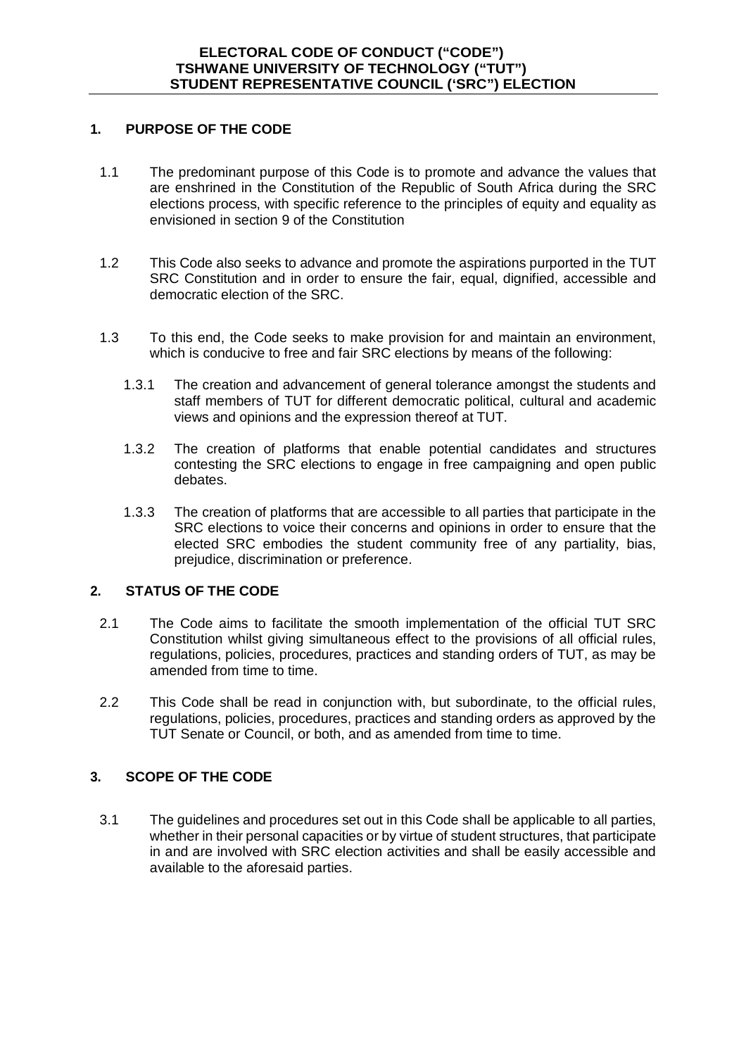**ELECTORAL CODE OF CONDUCT ("CODE")**
**TSHWANE UNIVERSITY OF TECHNOLOGY ("TUT")**
**STUDENT REPRESENTATIVE COUNCIL ('SRC") ELECTION**

## 1. PURPOSE OF THE CODE

1.1 The predominant purpose of this Code is to promote and advance the values that are enshrined in the Constitution of the Republic of South Africa during the SRC elections process, with specific reference to the principles of equity and equality as envisioned in section 9 of the Constitution

1.2 This Code also seeks to advance and promote the aspirations purported in the TUT SRC Constitution and in order to ensure the fair, equal, dignified, accessible and democratic election of the SRC.

1.3 To this end, the Code seeks to make provision for and maintain an environment, which is conducive to free and fair SRC elections by means of the following:

1.3.1 The creation and advancement of general tolerance amongst the students and staff members of TUT for different democratic political, cultural and academic views and opinions and the expression thereof at TUT.

1.3.2 The creation of platforms that enable potential candidates and structures contesting the SRC elections to engage in free campaigning and open public debates.

1.3.3 The creation of platforms that are accessible to all parties that participate in the SRC elections to voice their concerns and opinions in order to ensure that the elected SRC embodies the student community free of any partiality, bias, prejudice, discrimination or preference.

## 2. STATUS OF THE CODE

2.1 The Code aims to facilitate the smooth implementation of the official TUT SRC Constitution whilst giving simultaneous effect to the provisions of all official rules, regulations, policies, procedures, practices and standing orders of TUT, as may be amended from time to time.

2.2 This Code shall be read in conjunction with, but subordinate, to the official rules, regulations, policies, procedures, practices and standing orders as approved by the TUT Senate or Council, or both, and as amended from time to time.

## 3. SCOPE OF THE CODE

3.1 The guidelines and procedures set out in this Code shall be applicable to all parties, whether in their personal capacities or by virtue of student structures, that participate in and are involved with SRC election activities and shall be easily accessible and available to the aforesaid parties.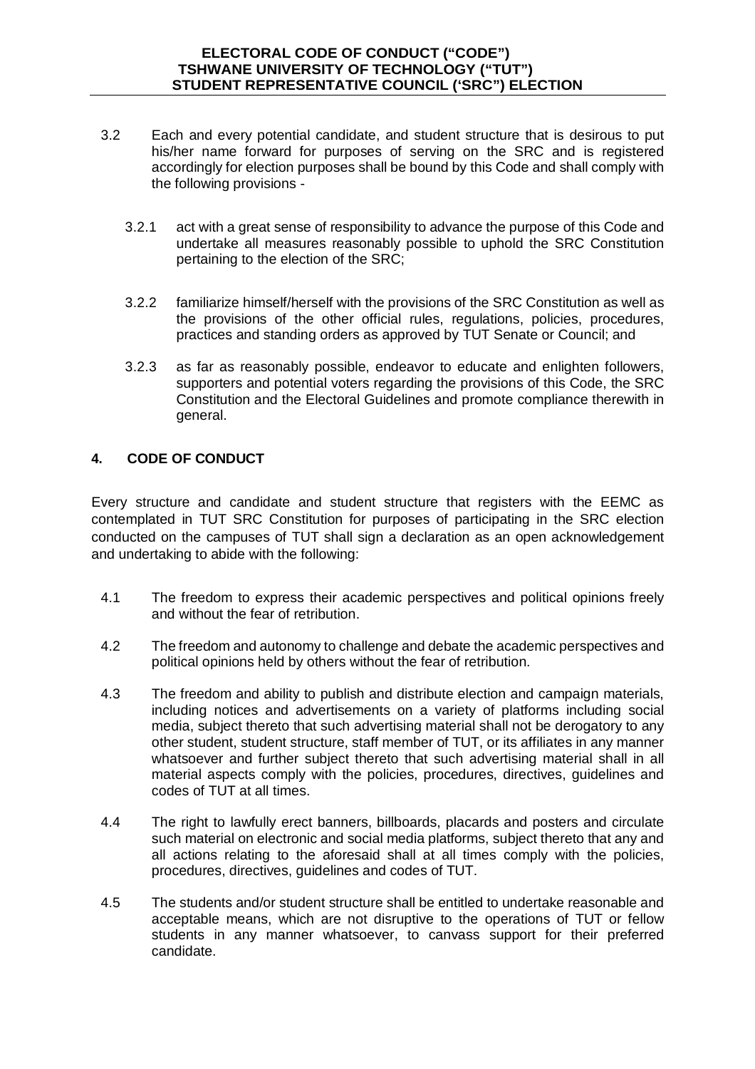3.2 Each and every potential candidate, and student structure that is desirous to put his/her name forward for purposes of serving on the SRC and is registered accordingly for election purposes shall be bound by this Code and shall comply with the following provisions -

3.2.1 act with a great sense of responsibility to advance the purpose of this Code and undertake all measures reasonably possible to uphold the SRC Constitution pertaining to the election of the SRC;

3.2.2 familiarize himself/herself with the provisions of the SRC Constitution as well as the provisions of the other official rules, regulations, policies, procedures, practices and standing orders as approved by TUT Senate or Council; and

3.2.3 as far as reasonably possible, endeavor to educate and enlighten followers, supporters and potential voters regarding the provisions of this Code, the SRC Constitution and the Electoral Guidelines and promote compliance therewith in general.

## 4. CODE OF CONDUCT

Every structure and candidate and student structure that registers with the EEMC as contemplated in TUT SRC Constitution for purposes of participating in the SRC election conducted on the campuses of TUT shall sign a declaration as an open acknowledgement and undertaking to abide with the following:

4.1 The freedom to express their academic perspectives and political opinions freely and without the fear of retribution.

4.2 The freedom and autonomy to challenge and debate the academic perspectives and political opinions held by others without the fear of retribution.

4.3 The freedom and ability to publish and distribute election and campaign materials, including notices and advertisements on a variety of platforms including social media, subject thereto that such advertising material shall not be derogatory to any other student, student structure, staff member of TUT, or its affiliates in any manner whatsoever and further subject thereto that such advertising material shall in all material aspects comply with the policies, procedures, directives, guidelines and codes of TUT at all times.

4.4 The right to lawfully erect banners, billboards, placards and posters and circulate such material on electronic and social media platforms, subject thereto that any and all actions relating to the aforesaid shall at all times comply with the policies, procedures, directives, guidelines and codes of TUT.

4.5 The students and/or student structure shall be entitled to undertake reasonable and acceptable means, which are not disruptive to the operations of TUT or fellow students in any manner whatsoever, to canvass support for their preferred candidate.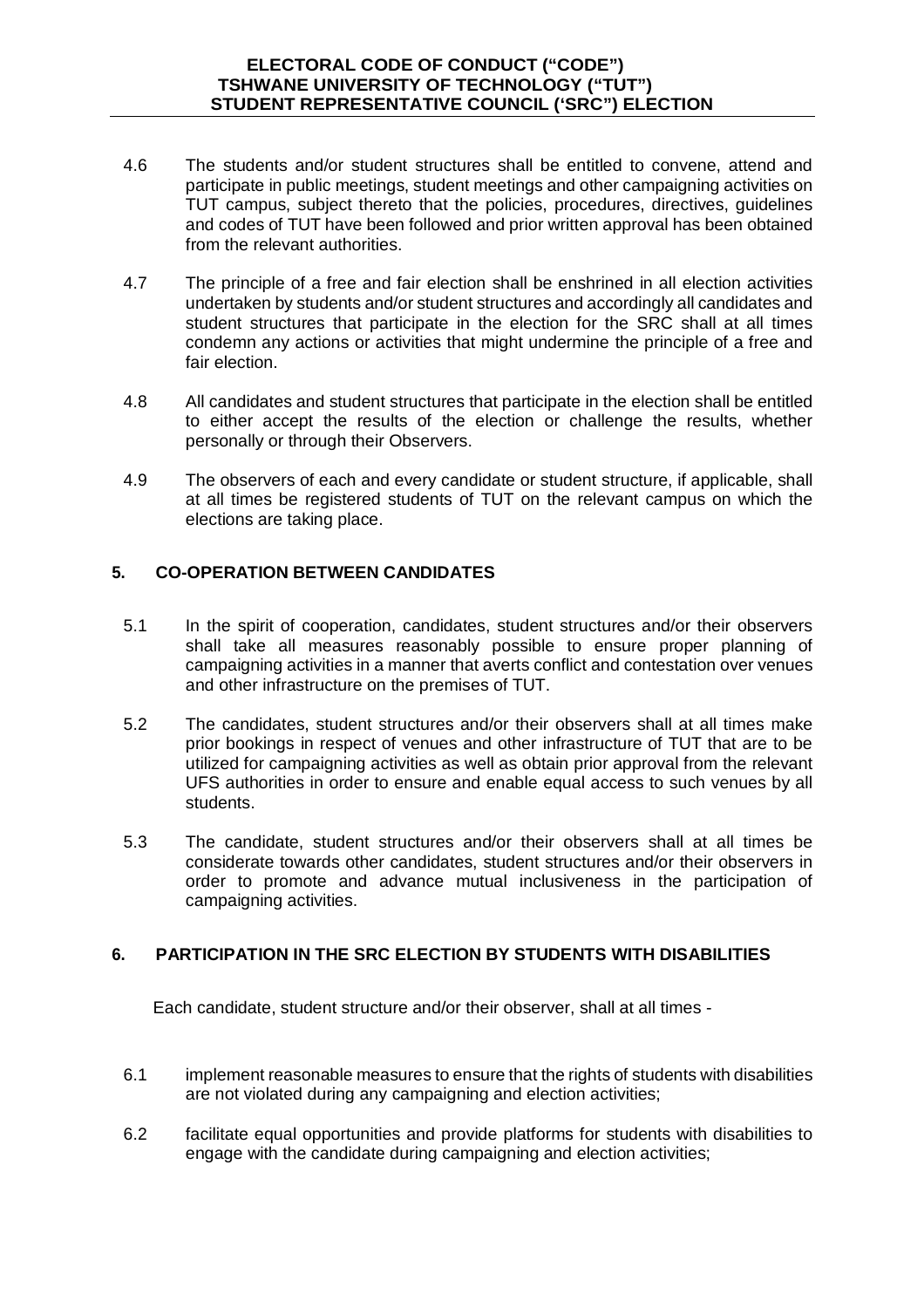4.6 The students and/or student structures shall be entitled to convene, attend and participate in public meetings, student meetings and other campaigning activities on TUT campus, subject thereto that the policies, procedures, directives, guidelines and codes of TUT have been followed and prior written approval has been obtained from the relevant authorities.

4.7 The principle of a free and fair election shall be enshrined in all election activities undertaken by students and/or student structures and accordingly all candidates and student structures that participate in the election for the SRC shall at all times condemn any actions or activities that might undermine the principle of a free and fair election.

4.8 All candidates and student structures that participate in the election shall be entitled to either accept the results of the election or challenge the results, whether personally or through their Observers.

4.9 The observers of each and every candidate or student structure, if applicable, shall at all times be registered students of TUT on the relevant campus on which the elections are taking place.

## 5. CO-OPERATION BETWEEN CANDIDATES

5.1 In the spirit of cooperation, candidates, student structures and/or their observers shall take all measures reasonably possible to ensure proper planning of campaigning activities in a manner that averts conflict and contestation over venues and other infrastructure on the premises of TUT.

5.2 The candidates, student structures and/or their observers shall at all times make prior bookings in respect of venues and other infrastructure of TUT that are to be utilized for campaigning activities as well as obtain prior approval from the relevant UFS authorities in order to ensure and enable equal access to such venues by all students.

5.3 The candidate, student structures and/or their observers shall at all times be considerate towards other candidates, student structures and/or their observers in order to promote and advance mutual inclusiveness in the participation of campaigning activities.

## 6. PARTICIPATION IN THE SRC ELECTION BY STUDENTS WITH DISABILITIES

Each candidate, student structure and/or their observer, shall at all times -

6.1 implement reasonable measures to ensure that the rights of students with disabilities are not violated during any campaigning and election activities;

6.2 facilitate equal opportunities and provide platforms for students with disabilities to engage with the candidate during campaigning and election activities;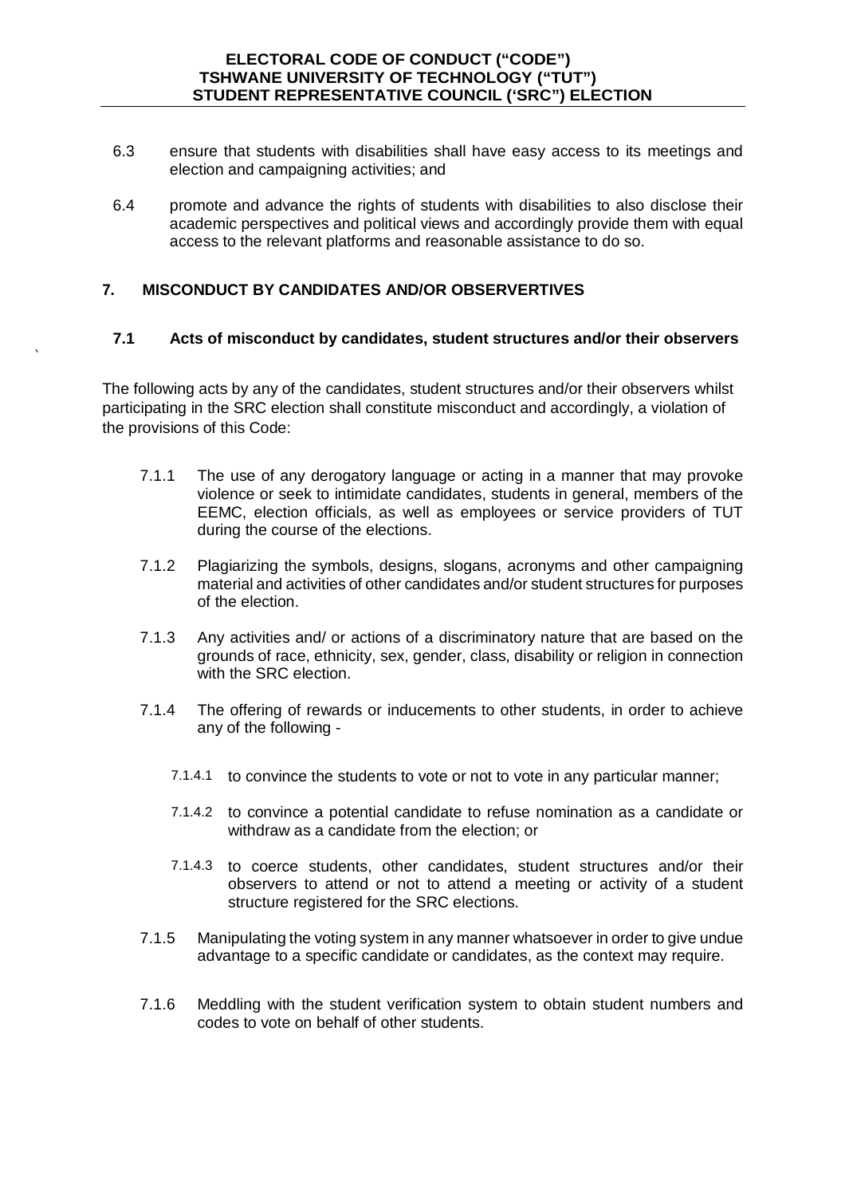6.3 ensure that students with disabilities shall have easy access to its meetings and election and campaigning activities; and

6.4 promote and advance the rights of students with disabilities to also disclose their academic perspectives and political views and accordingly provide them with equal access to the relevant platforms and reasonable assistance to do so.

## 7. MISCONDUCT BY CANDIDATES AND/OR OBSERVERTIVES

### 7.1 Acts of misconduct by candidates, student structures and/or their observers

The following acts by any of the candidates, student structures and/or their observers whilst participating in the SRC election shall constitute misconduct and accordingly, a violation of the provisions of this Code:

7.1.1 The use of any derogatory language or acting in a manner that may provoke violence or seek to intimidate candidates, students in general, members of the EEMC, election officials, as well as employees or service providers of TUT during the course of the elections.

7.1.2 Plagiarizing the symbols, designs, slogans, acronyms and other campaigning material and activities of other candidates and/or student structures for purposes of the election.

7.1.3 Any activities and/ or actions of a discriminatory nature that are based on the grounds of race, ethnicity, sex, gender, class, disability or religion in connection with the SRC election.

7.1.4 The offering of rewards or inducements to other students, in order to achieve any of the following -

7.1.4.1 to convince the students to vote or not to vote in any particular manner;

7.1.4.2 to convince a potential candidate to refuse nomination as a candidate or withdraw as a candidate from the election; or

7.1.4.3 to coerce students, other candidates, student structures and/or their observers to attend or not to attend a meeting or activity of a student structure registered for the SRC elections.

7.1.5 Manipulating the voting system in any manner whatsoever in order to give undue advantage to a specific candidate or candidates, as the context may require.

7.1.6 Meddling with the student verification system to obtain student numbers and codes to vote on behalf of other students.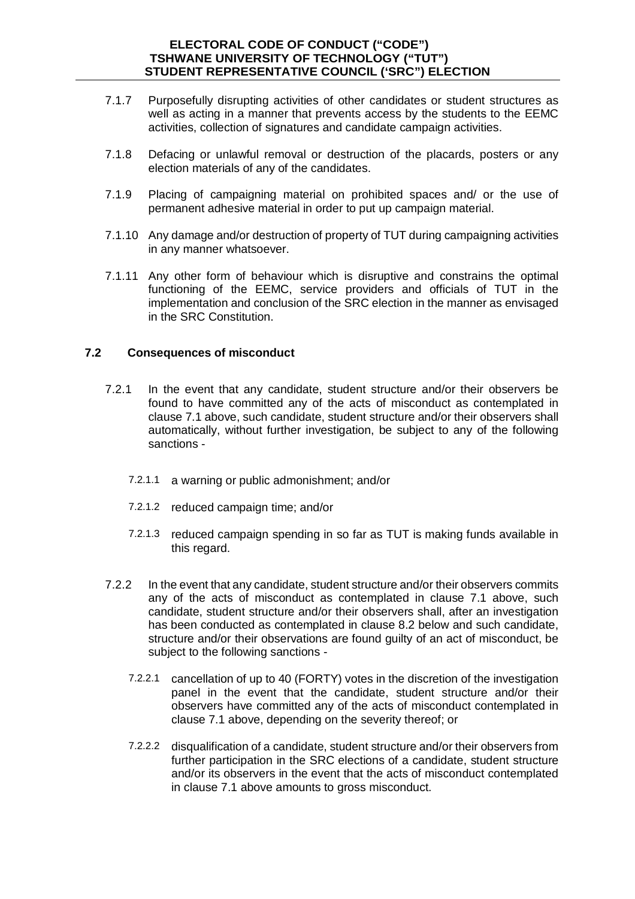7.1.7 Purposefully disrupting activities of other candidates or student structures as well as acting in a manner that prevents access by the students to the EEMC activities, collection of signatures and candidate campaign activities.

7.1.8 Defacing or unlawful removal or destruction of the placards, posters or any election materials of any of the candidates.

7.1.9 Placing of campaigning material on prohibited spaces and/ or the use of permanent adhesive material in order to put up campaign material.

7.1.10 Any damage and/or destruction of property of TUT during campaigning activities in any manner whatsoever.

7.1.11 Any other form of behaviour which is disruptive and constrains the optimal functioning of the EEMC, service providers and officials of TUT in the implementation and conclusion of the SRC election in the manner as envisaged in the SRC Constitution.

### 7.2 Consequences of misconduct

7.2.1 In the event that any candidate, student structure and/or their observers be found to have committed any of the acts of misconduct as contemplated in clause 7.1 above, such candidate, student structure and/or their observers shall automatically, without further investigation, be subject to any of the following sanctions -

7.2.1.1 a warning or public admonishment; and/or

7.2.1.2 reduced campaign time; and/or

7.2.1.3 reduced campaign spending in so far as TUT is making funds available in this regard.

7.2.2 In the event that any candidate, student structure and/or their observers commits any of the acts of misconduct as contemplated in clause 7.1 above, such candidate, student structure and/or their observers shall, after an investigation has been conducted as contemplated in clause 8.2 below and such candidate, structure and/or their observations are found guilty of an act of misconduct, be subject to the following sanctions -

7.2.2.1 cancellation of up to 40 (FORTY) votes in the discretion of the investigation panel in the event that the candidate, student structure and/or their observers have committed any of the acts of misconduct contemplated in clause 7.1 above, depending on the severity thereof; or

7.2.2.2 disqualification of a candidate, student structure and/or their observers from further participation in the SRC elections of a candidate, student structure and/or its observers in the event that the acts of misconduct contemplated in clause 7.1 above amounts to gross misconduct.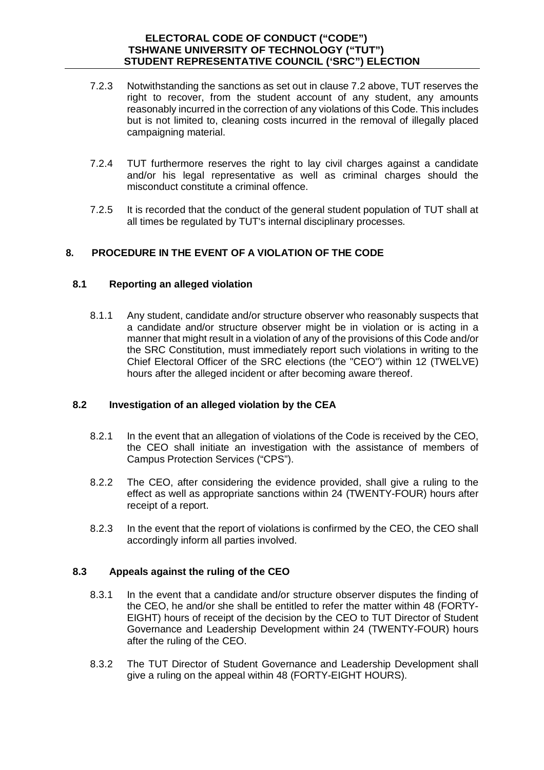7.2.3 Notwithstanding the sanctions as set out in clause 7.2 above, TUT reserves the right to recover, from the student account of any student, any amounts reasonably incurred in the correction of any violations of this Code. This includes but is not limited to, cleaning costs incurred in the removal of illegally placed campaigning material.

7.2.4 TUT furthermore reserves the right to lay civil charges against a candidate and/or his legal representative as well as criminal charges should the misconduct constitute a criminal offence.

7.2.5 It is recorded that the conduct of the general student population of TUT shall at all times be regulated by TUT's internal disciplinary processes.

## 8. PROCEDURE IN THE EVENT OF A VIOLATION OF THE CODE

### 8.1 Reporting an alleged violation

8.1.1 Any student, candidate and/or structure observer who reasonably suspects that a candidate and/or structure observer might be in violation or is acting in a manner that might result in a violation of any of the provisions of this Code and/or the SRC Constitution, must immediately report such violations in writing to the Chief Electoral Officer of the SRC elections (the "CEO") within 12 (TWELVE) hours after the alleged incident or after becoming aware thereof.

### 8.2 Investigation of an alleged violation by the CEA

8.2.1 In the event that an allegation of violations of the Code is received by the CEO, the CEO shall initiate an investigation with the assistance of members of Campus Protection Services ("CPS").

8.2.2 The CEO, after considering the evidence provided, shall give a ruling to the effect as well as appropriate sanctions within 24 (TWENTY-FOUR) hours after receipt of a report.

8.2.3 In the event that the report of violations is confirmed by the CEO, the CEO shall accordingly inform all parties involved.

### 8.3 Appeals against the ruling of the CEO

8.3.1 In the event that a candidate and/or structure observer disputes the finding of the CEO, he and/or she shall be entitled to refer the matter within 48 (FORTY-EIGHT) hours of receipt of the decision by the CEO to TUT Director of Student Governance and Leadership Development within 24 (TWENTY-FOUR) hours after the ruling of the CEO.

8.3.2 The TUT Director of Student Governance and Leadership Development shall give a ruling on the appeal within 48 (FORTY-EIGHT HOURS).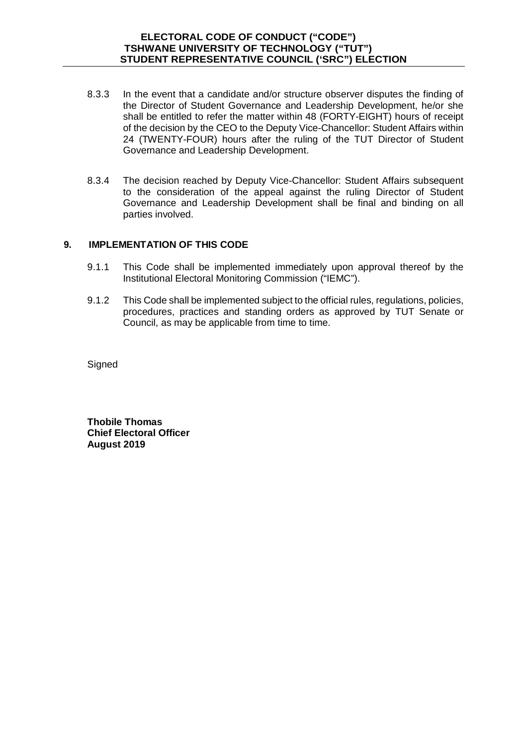8.3.3 In the event that a candidate and/or structure observer disputes the finding of the Director of Student Governance and Leadership Development, he/or she shall be entitled to refer the matter within 48 (FORTY-EIGHT) hours of receipt of the decision by the CEO to the Deputy Vice-Chancellor: Student Affairs within 24 (TWENTY-FOUR) hours after the ruling of the TUT Director of Student Governance and Leadership Development.

8.3.4 The decision reached by Deputy Vice-Chancellor: Student Affairs subsequent to the consideration of the appeal against the ruling Director of Student Governance and Leadership Development shall be final and binding on all parties involved.

## 9. IMPLEMENTATION OF THIS CODE

9.1.1 This Code shall be implemented immediately upon approval thereof by the Institutional Electoral Monitoring Commission ("IEMC").

9.1.2 This Code shall be implemented subject to the official rules, regulations, policies, procedures, practices and standing orders as approved by TUT Senate or Council, as may be applicable from time to time.

Signed

**Thobile Thomas**
**Chief Electoral Officer**
**August 2019**